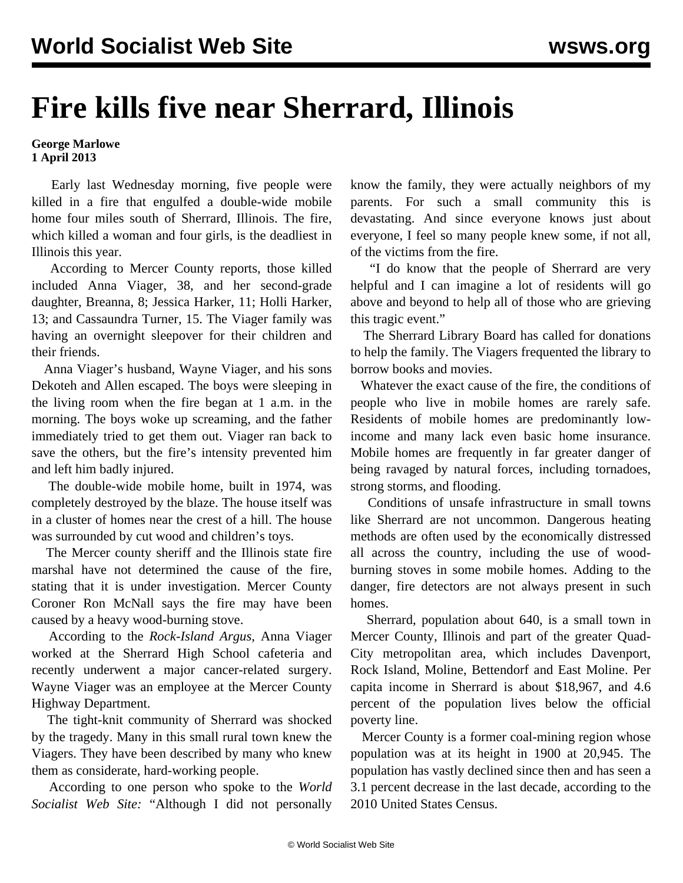# Fire kills five near Sherrard, Illinois

**George Marlowe**
**1 April 2013**

Early last Wednesday morning, five people were killed in a fire that engulfed a double-wide mobile home four miles south of Sherrard, Illinois. The fire, which killed a woman and four girls, is the deadliest in Illinois this year.

According to Mercer County reports, those killed included Anna Viager, 38, and her second-grade daughter, Breanna, 8; Jessica Harker, 11; Holli Harker, 13; and Cassaundra Turner, 15. The Viager family was having an overnight sleepover for their children and their friends.

Anna Viager's husband, Wayne Viager, and his sons Dekoteh and Allen escaped. The boys were sleeping in the living room when the fire began at 1 a.m. in the morning. The boys woke up screaming, and the father immediately tried to get them out. Viager ran back to save the others, but the fire's intensity prevented him and left him badly injured.

The double-wide mobile home, built in 1974, was completely destroyed by the blaze. The house itself was in a cluster of homes near the crest of a hill. The house was surrounded by cut wood and children's toys.

The Mercer county sheriff and the Illinois state fire marshal have not determined the cause of the fire, stating that it is under investigation. Mercer County Coroner Ron McNall says the fire may have been caused by a heavy wood-burning stove.

According to the *Rock-Island Argus*, Anna Viager worked at the Sherrard High School cafeteria and recently underwent a major cancer-related surgery. Wayne Viager was an employee at the Mercer County Highway Department.

The tight-knit community of Sherrard was shocked by the tragedy. Many in this small rural town knew the Viagers. They have been described by many who knew them as considerate, hard-working people.

According to one person who spoke to the *World Socialist Web Site:* "Although I did not personally know the family, they were actually neighbors of my parents. For such a small community this is devastating. And since everyone knows just about everyone, I feel so many people knew some, if not all, of the victims from the fire.

"I do know that the people of Sherrard are very helpful and I can imagine a lot of residents will go above and beyond to help all of those who are grieving this tragic event."

The Sherrard Library Board has called for donations to help the family. The Viagers frequented the library to borrow books and movies.

Whatever the exact cause of the fire, the conditions of people who live in mobile homes are rarely safe. Residents of mobile homes are predominantly low-income and many lack even basic home insurance. Mobile homes are frequently in far greater danger of being ravaged by natural forces, including tornadoes, strong storms, and flooding.

Conditions of unsafe infrastructure in small towns like Sherrard are not uncommon. Dangerous heating methods are often used by the economically distressed all across the country, including the use of wood-burning stoves in some mobile homes. Adding to the danger, fire detectors are not always present in such homes.

Sherrard, population about 640, is a small town in Mercer County, Illinois and part of the greater Quad-City metropolitan area, which includes Davenport, Rock Island, Moline, Bettendorf and East Moline. Per capita income in Sherrard is about $18,967, and 4.6 percent of the population lives below the official poverty line.

Mercer County is a former coal-mining region whose population was at its height in 1900 at 20,945. The population has vastly declined since then and has seen a 3.1 percent decrease in the last decade, according to the 2010 United States Census.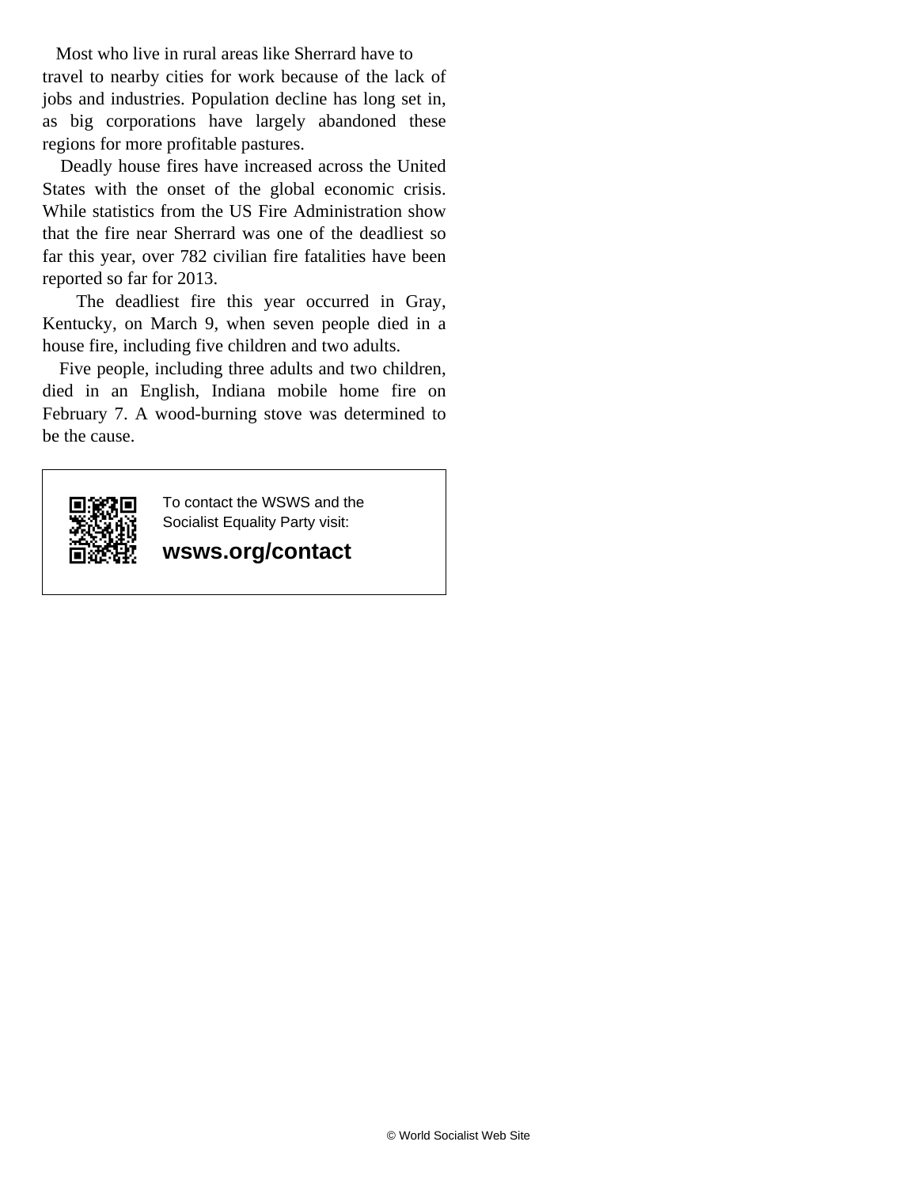Most who live in rural areas like Sherrard have to travel to nearby cities for work because of the lack of jobs and industries. Population decline has long set in, as big corporations have largely abandoned these regions for more profitable pastures.

Deadly house fires have increased across the United States with the onset of the global economic crisis. While statistics from the US Fire Administration show that the fire near Sherrard was one of the deadliest so far this year, over 782 civilian fire fatalities have been reported so far for 2013.

The deadliest fire this year occurred in Gray, Kentucky, on March 9, when seven people died in a house fire, including five children and two adults.

Five people, including three adults and two children, died in an English, Indiana mobile home fire on February 7. A wood-burning stove was determined to be the cause.

To contact the WSWS and the Socialist Equality Party visit:

**wsws.org/contact**